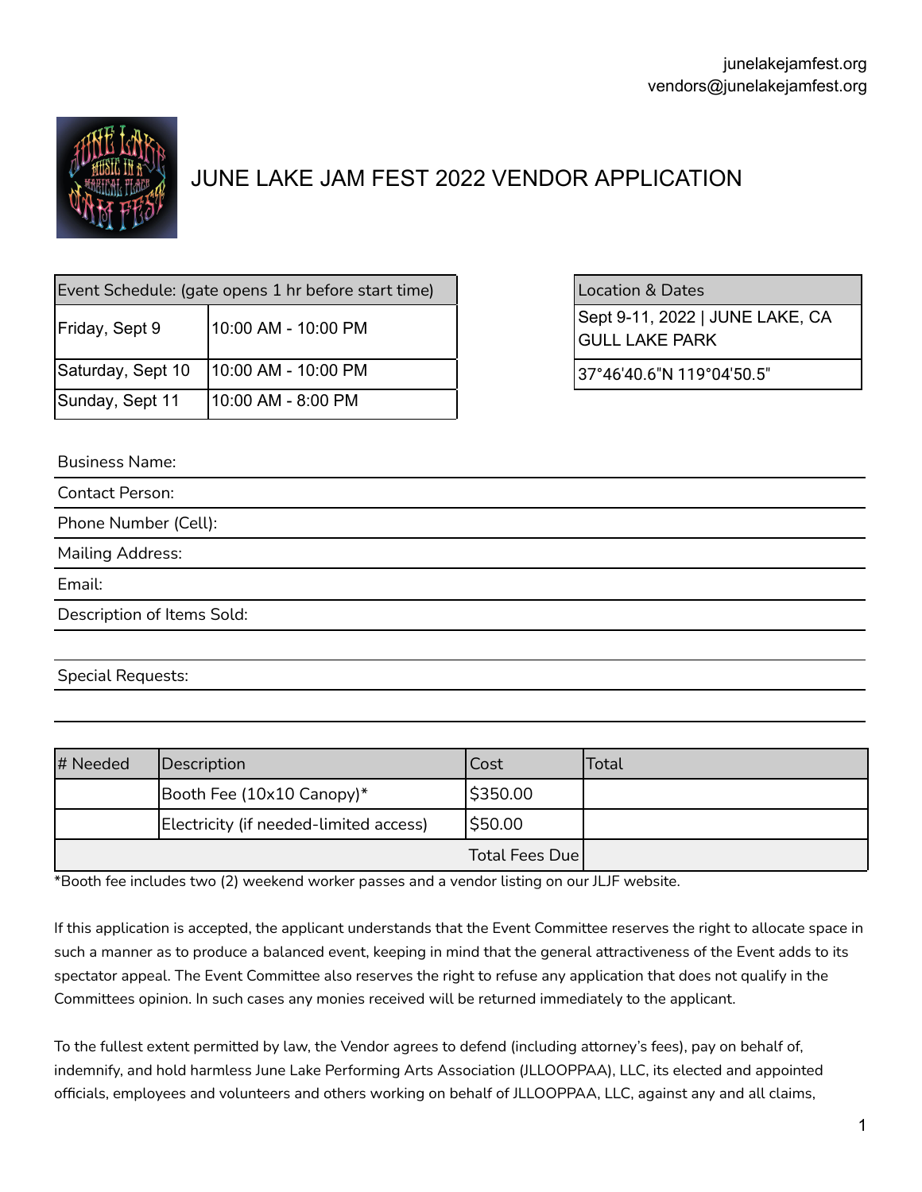junelakejamfest.org
vendors@junelakejamfest.org

# JUNE LAKE JAM FEST 2022 VENDOR APPLICATION

| Event Schedule: (gate opens 1 hr before start time) | |
|---|---|
| Friday, Sept 9 | 10:00 AM - 10:00 PM |
| Saturday, Sept 10 | 10:00 AM - 10:00 PM |
| Sunday, Sept 11 | 10:00 AM - 8:00 PM |

| Location & Dates |
|---|
| Sept 9-11, 2022 \| JUNE LAKE, CA GULL LAKE PARK |
| 37°46'40.6"N 119°04'50.5" |

Business Name:

Contact Person:

Phone Number (Cell):

Mailing Address:

Email:

Description of Items Sold:

Special Requests:

| # Needed | Description | Cost | Total |
|---|---|---|---|
| | Booth Fee (10x10 Canopy)* | $350.00 | |
| | Electricity (if needed-limited access) | $50.00 | |
| | | Total Fees Due | |

*Booth fee includes two (2) weekend worker passes and a vendor listing on our JLJF website.

If this application is accepted, the applicant understands that the Event Committee reserves the right to allocate space in such a manner as to produce a balanced event, keeping in mind that the general attractiveness of the Event adds to its spectator appeal. The Event Committee also reserves the right to refuse any application that does not qualify in the Committees opinion. In such cases any monies received will be returned immediately to the applicant.

To the fullest extent permitted by law, the Vendor agrees to defend (including attorney's fees), pay on behalf of, indemnify, and hold harmless June Lake Performing Arts Association (JLLOOPPAA), LLC, its elected and appointed officials, employees and volunteers and others working on behalf of JLLOOPPAA, LLC, against any and all claims,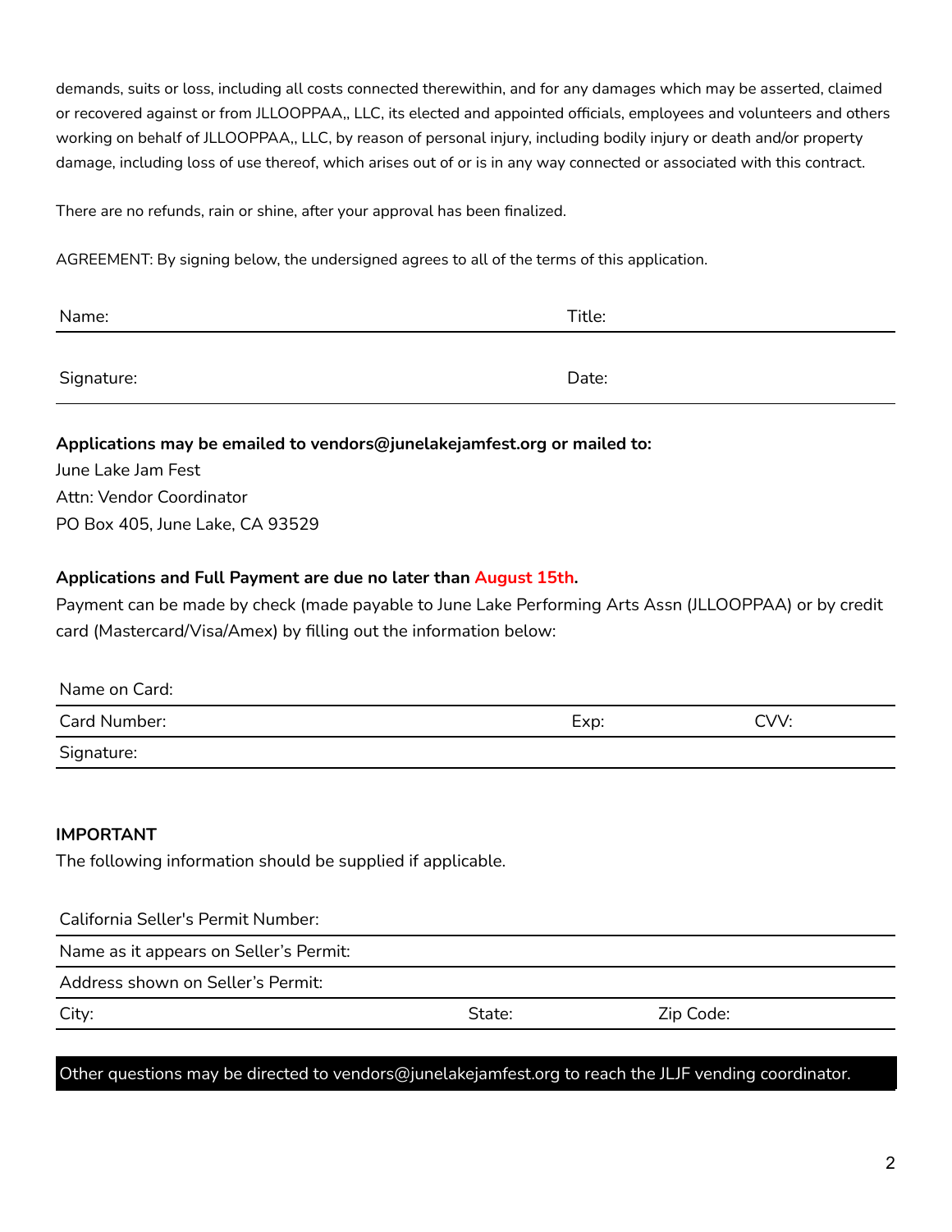demands, suits or loss, including all costs connected therewithin, and for any damages which may be asserted, claimed or recovered against or from JLLOOPPAA,, LLC, its elected and appointed officials, employees and volunteers and others working on behalf of JLLOOPPAA,, LLC, by reason of personal injury, including bodily injury or death and/or property damage, including loss of use thereof, which arises out of or is in any way connected or associated with this contract.

There are no refunds, rain or shine, after your approval has been finalized.

AGREEMENT: By signing below, the undersigned agrees to all of the terms of this application.

| | |
|---|---|
| Name: | Title: |
| Signature: | Date: |

**Applications may be emailed to vendors@junelakejamfest.org or mailed to:**
June Lake Jam Fest
Attn: Vendor Coordinator
PO Box 405, June Lake, CA 93529

**Applications and Full Payment are due no later than August 15th.**
Payment can be made by check (made payable to June Lake Performing Arts Assn (JLLOOPPAA) or by credit card (Mastercard/Visa/Amex) by filling out the information below:

| | | |
|---|---|---|
| Name on Card: | | |
| Card Number: | Exp: | CVV: |
| Signature: | | |

**IMPORTANT**
The following information should be supplied if applicable.

| | | |
|---|---|---|
| California Seller's Permit Number: | | |
| Name as it appears on Seller's Permit: | | |
| Address shown on Seller's Permit: | | |
| City: | State: | Zip Code: |

Other questions may be directed to vendors@junelakejamfest.org to reach the JLJF vending coordinator.